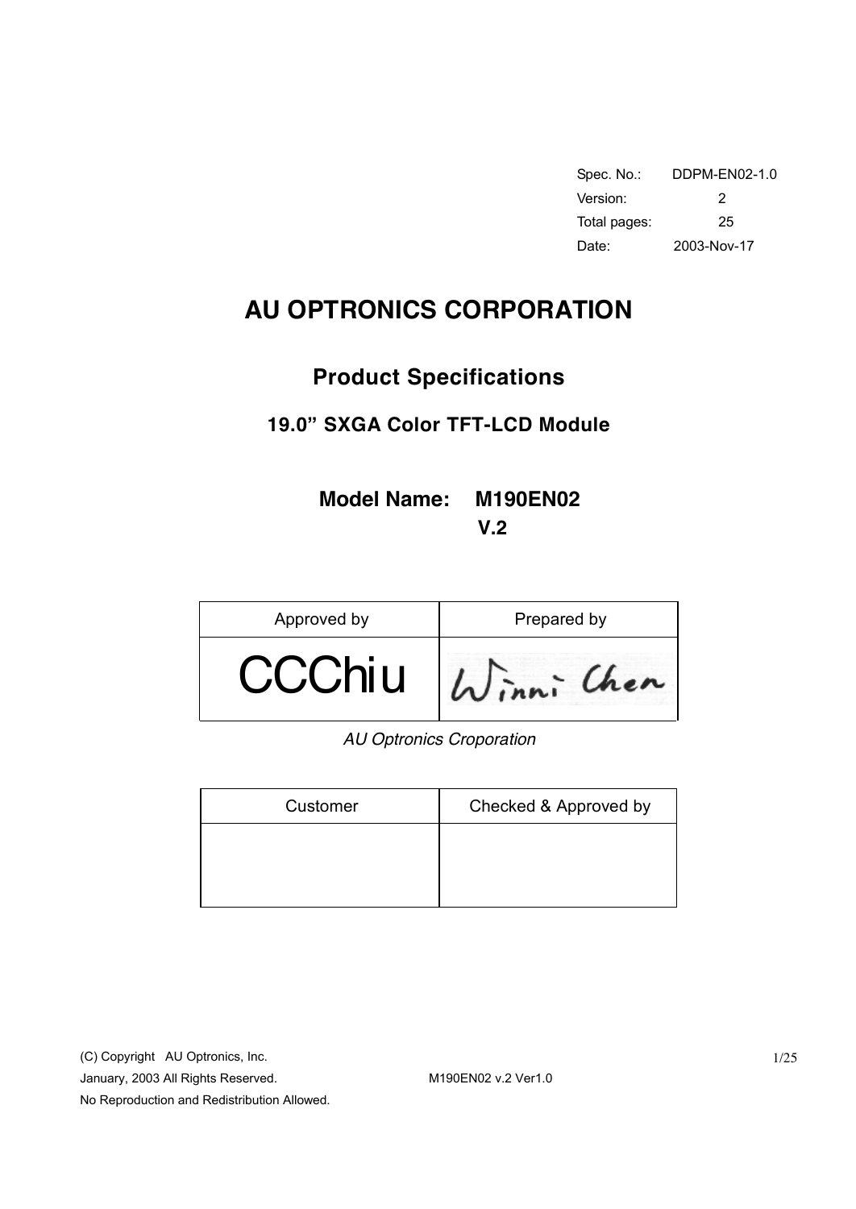| Spec. No.: | DDPM-EN02-1.0 |
| --- | --- |
| Version: | 2 |
| Total pages: | 25 |
| Date: | 2003-Nov-17 |

# AU OPTRONICS CORPORATION

## Product Specifications

### 19.0" SXGA Color TFT-LCD Module

### Model Name: M190EN02 V.2

| Approved by | Prepared by |
| --- | --- |
| CCChiu | Winni Chen |

*AU Optronics Croporation*

| Customer | Checked & Approved by |
| --- | --- |
| | |

(C) Copyright AU Optronics, Inc.
January, 2003 All Rights Reserved.
No Reproduction and Redistribution Allowed.

M190EN02 v.2 Ver1.0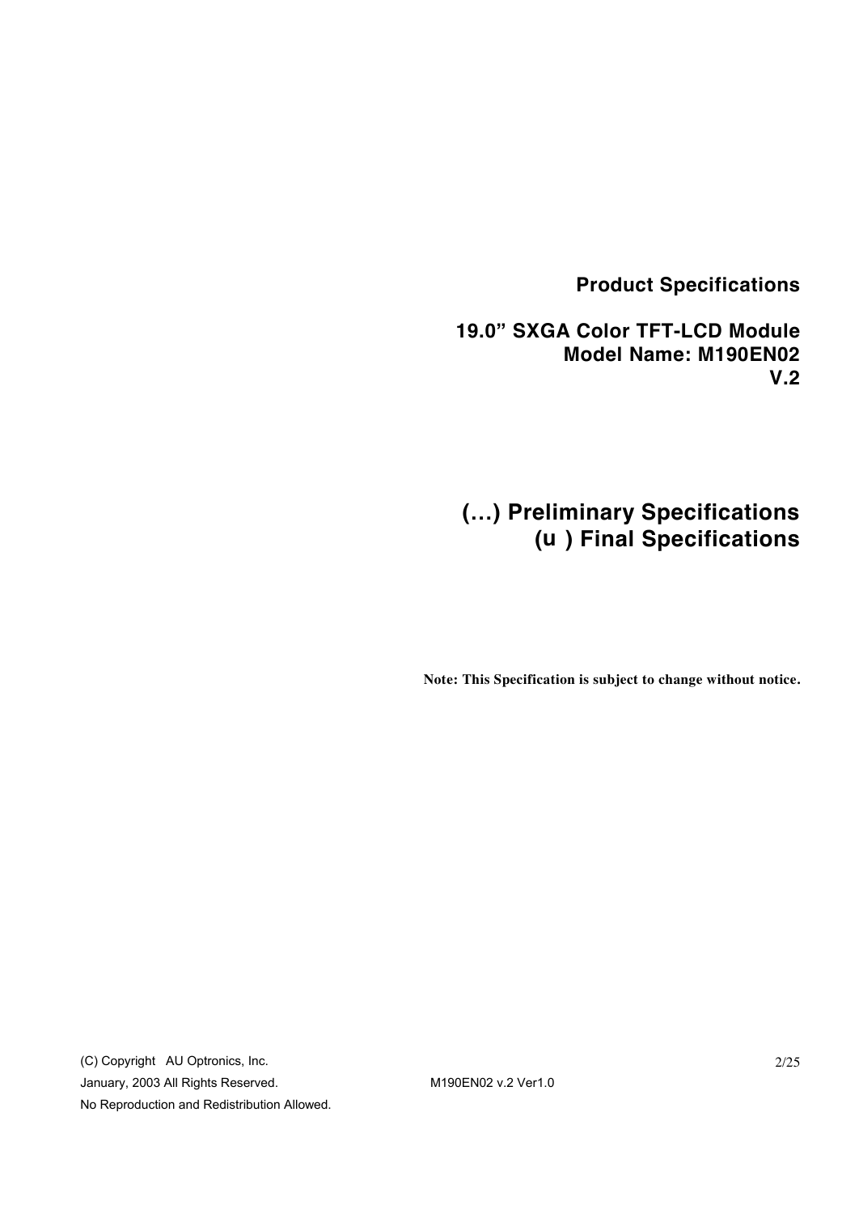**Product Specifications**

**19.0” SXGA Color TFT-LCD Module**
**Model Name: M190EN02**
**V.2**

## (…) Preliminary Specifications
## (u ) Final Specifications

**Note: This Specification is subject to change without notice.**

(C) Copyright AU Optronics, Inc.
January, 2003 All Rights Reserved.
No Reproduction and Redistribution Allowed.

M190EN02 v.2 Ver1.0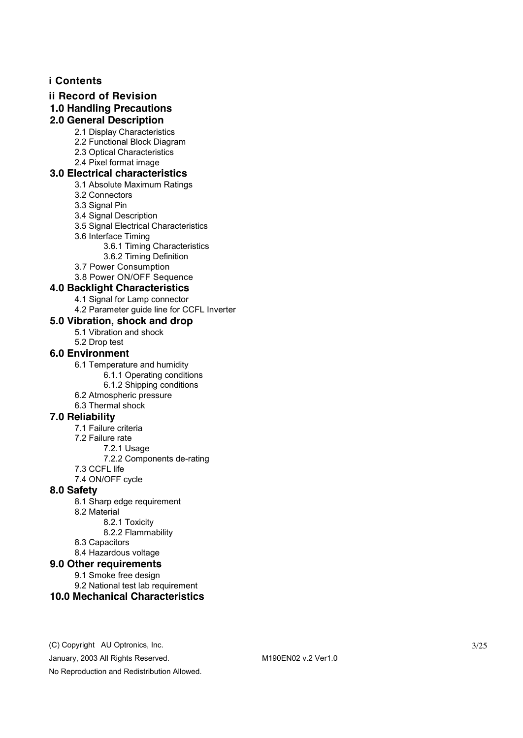## i Contents

## ii Record of Revision

## 1.0 Handling Precautions

## 2.0 General Description

- 2.1 Display Characteristics
- 2.2 Functional Block Diagram
- 2.3 Optical Characteristics
- 2.4 Pixel format image

## 3.0 Electrical characteristics

- 3.1 Absolute Maximum Ratings
- 3.2 Connectors
- 3.3 Signal Pin
- 3.4 Signal Description
- 3.5 Signal Electrical Characteristics
- 3.6 Interface Timing
  - 3.6.1 Timing Characteristics
  - 3.6.2 Timing Definition
- 3.7 Power Consumption
- 3.8 Power ON/OFF Sequence

## 4.0 Backlight Characteristics

- 4.1 Signal for Lamp connector
- 4.2 Parameter guide line for CCFL Inverter

## 5.0 Vibration, shock and drop

- 5.1 Vibration and shock
- 5.2 Drop test

## 6.0 Environment

- 6.1 Temperature and humidity
  - 6.1.1 Operating conditions
  - 6.1.2 Shipping conditions
- 6.2 Atmospheric pressure
- 6.3 Thermal shock

## 7.0 Reliability

- 7.1 Failure criteria
- 7.2 Failure rate
  - 7.2.1 Usage
  - 7.2.2 Components de-rating
- 7.3 CCFL life
- 7.4 ON/OFF cycle

## 8.0 Safety

- 8.1 Sharp edge requirement
- 8.2 Material
  - 8.2.1 Toxicity
  - 8.2.2 Flammability
- 8.3 Capacitors
- 8.4 Hazardous voltage

## 9.0 Other requirements

- 9.1 Smoke free design
- 9.2 National test lab requirement

## 10.0 Mechanical Characteristics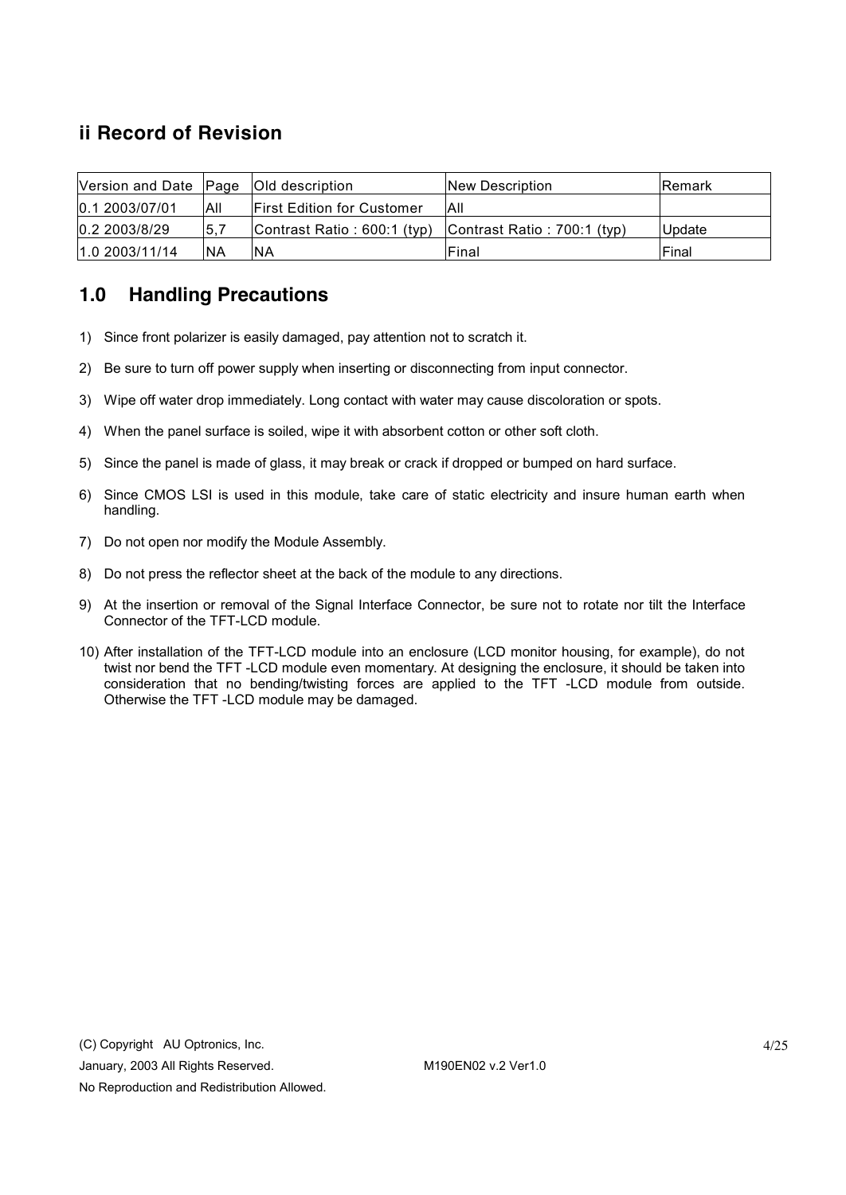## ii Record of Revision

| Version and Date | Page | Old description | New Description | Remark |
|---|---|---|---|---|
| 0.1 2003/07/01 | All | First Edition for Customer | All | |
| 0.2 2003/8/29 | 5,7 | Contrast Ratio : 600:1 (typ) | Contrast Ratio : 700:1 (typ) | Update |
| 1.0 2003/11/14 | NA | NA | Final | Final |

## 1.0 Handling Precautions

1) Since front polarizer is easily damaged, pay attention not to scratch it.

2) Be sure to turn off power supply when inserting or disconnecting from input connector.

3) Wipe off water drop immediately. Long contact with water may cause discoloration or spots.

4) When the panel surface is soiled, wipe it with absorbent cotton or other soft cloth.

5) Since the panel is made of glass, it may break or crack if dropped or bumped on hard surface.

6) Since CMOS LSI is used in this module, take care of static electricity and insure human earth when handling.

7) Do not open nor modify the Module Assembly.

8) Do not press the reflector sheet at the back of the module to any directions.

9) At the insertion or removal of the Signal Interface Connector, be sure not to rotate nor tilt the Interface Connector of the TFT-LCD module.

10) After installation of the TFT-LCD module into an enclosure (LCD monitor housing, for example), do not twist nor bend the TFT -LCD module even momentary. At designing the enclosure, it should be taken into consideration that no bending/twisting forces are applied to the TFT -LCD module from outside. Otherwise the TFT -LCD module may be damaged.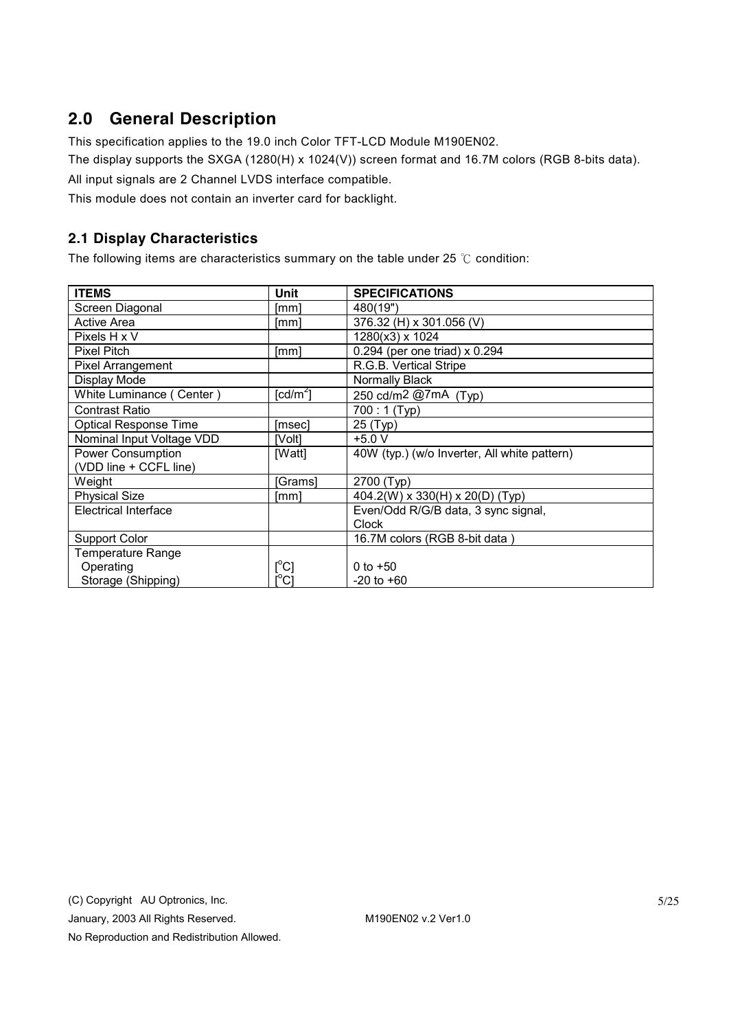## 2.0 General Description

This specification applies to the 19.0 inch Color TFT-LCD Module M190EN02.

The display supports the SXGA (1280(H) x 1024(V)) screen format and 16.7M colors (RGB 8-bits data).

All input signals are 2 Channel LVDS interface compatible.

This module does not contain an inverter card for backlight.

### 2.1 Display Characteristics

The following items are characteristics summary on the table under 25 ℃ condition:

| ITEMS | Unit | SPECIFICATIONS |
|---|---|---|
| Screen Diagonal | [mm] | 480(19") |
| Active Area | [mm] | 376.32 (H) x 301.056 (V) |
| Pixels H x V | | 1280(x3) x 1024 |
| Pixel Pitch | [mm] | 0.294 (per one triad) x 0.294 |
| Pixel Arrangement | | R.G.B. Vertical Stripe |
| Display Mode | | Normally Black |
| White Luminance ( Center ) | [$cd/m^2$] | 250 $cd/m^2$ @7mA (Typ) |
| Contrast Ratio | | 700 : 1 (Typ) |
| Optical Response Time | [msec] | 25 (Typ) |
| Nominal Input Voltage VDD | [Volt] | +5.0 V |
| Power Consumption (VDD line + CCFL line) | [Watt] | 40W (typ.) (w/o Inverter, All white pattern) |
| Weight | [Grams] | 2700 (Typ) |
| Physical Size | [mm] | 404.2(W) x 330(H) x 20(D) (Typ) |
| Electrical Interface | | Even/Odd R/G/B data, 3 sync signal, Clock |
| Support Color | | 16.7M colors (RGB 8-bit data ) |
| Temperature Range | | |
| Operating | [°C] | 0 to +50 |
| Storage (Shipping) | [°C] | -20 to +60 |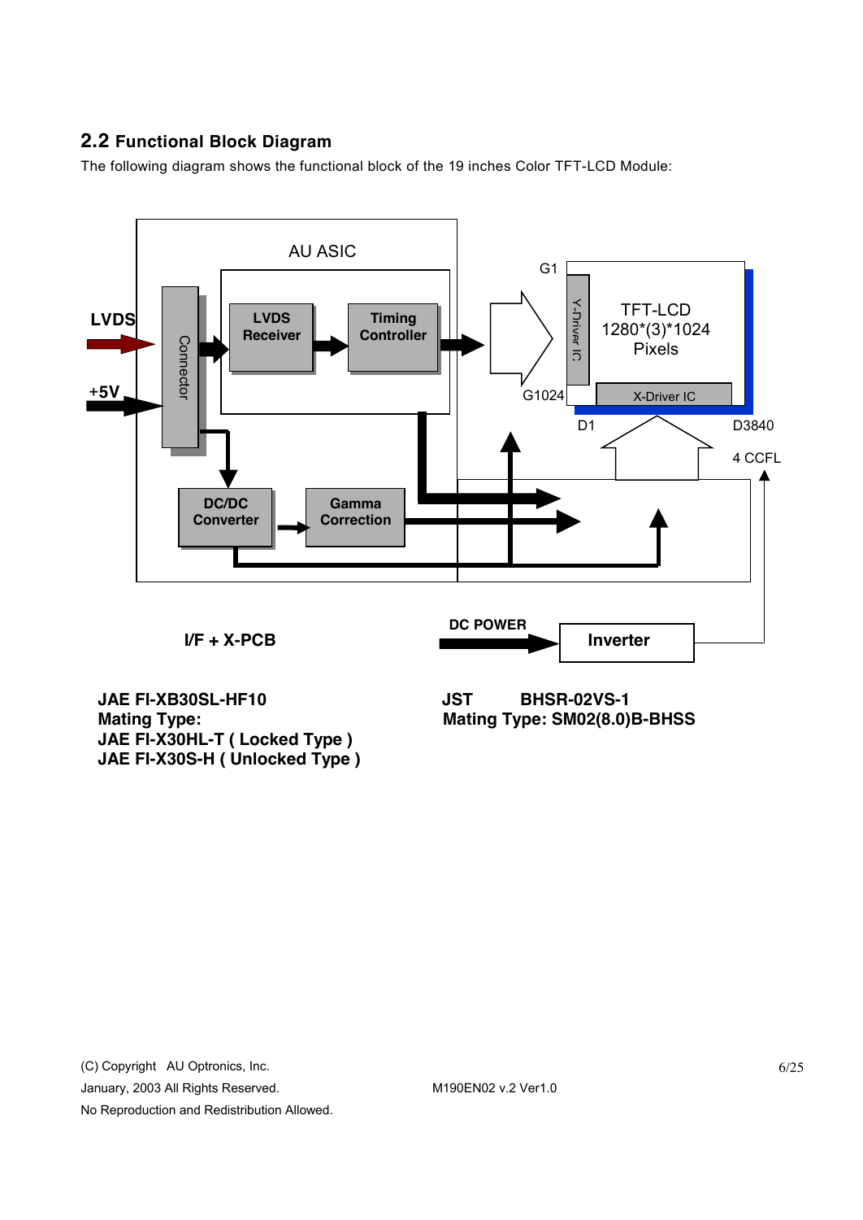## 2.2 Functional Block Diagram

The following diagram shows the functional block of the 19 inches Color TFT-LCD Module:

AU ASIC

LVDS

+5V

Connector

LVDS Receiver

Timing Controller

G1

Y-Driver IC

TFT-LCD 1280*(3)*1024 Pixels

G1024

X-Driver IC

D1

D3840

4 CCFL

DC/DC Converter

Gamma Correction

I/F + X-PCB

DC POWER

Inverter

**JAE FI-XB30SL-HF10**
**Mating Type:**
**JAE FI-X30HL-T ( Locked Type )**
**JAE FI-X30S-H ( Unlocked Type )**

**JST BHSR-02VS-1**
**Mating Type: SM02(8.0)B-BHSS**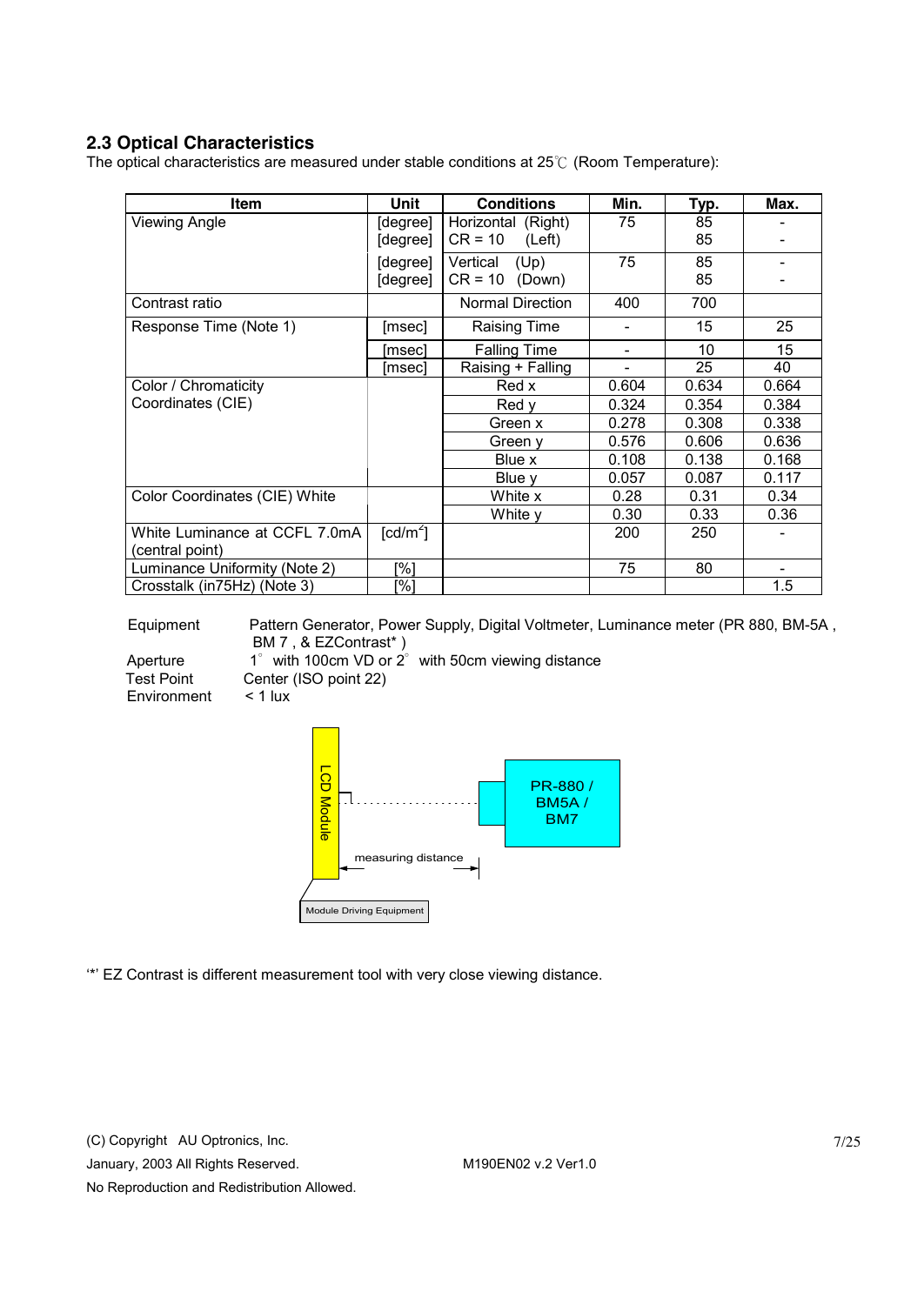## 2.3 Optical Characteristics

The optical characteristics are measured under stable conditions at 25℃ (Room Temperature):

| Item | Unit | Conditions | Min. | Typ. | Max. |
|---|---|---|---|---|---|
| Viewing Angle | [degree] | Horizontal (Right) | 75 | 85 | - |
| | [degree] | CR = 10 (Left) | | 85 | - |
| | [degree] | Vertical (Up) | 75 | 85 | - |
| | [degree] | CR = 10 (Down) | | 85 | - |
| Contrast ratio | | Normal Direction | 400 | 700 | |
| Response Time (Note 1) | [msec] | Raising Time | - | 15 | 25 |
| | [msec] | Falling Time | - | 10 | 15 |
| | [msec] | Raising + Falling | - | 25 | 40 |
| Color / Chromaticity Coordinates (CIE) | | Red x | 0.604 | 0.634 | 0.664 |
| | | Red y | 0.324 | 0.354 | 0.384 |
| | | Green x | 0.278 | 0.308 | 0.338 |
| | | Green y | 0.576 | 0.606 | 0.636 |
| | | Blue x | 0.108 | 0.138 | 0.168 |
| | | Blue y | 0.057 | 0.087 | 0.117 |
| Color Coordinates (CIE) White | | White x | 0.28 | 0.31 | 0.34 |
| | | White y | 0.30 | 0.33 | 0.36 |
| White Luminance at CCFL 7.0mA (central point) | [cd/m²] | | 200 | 250 | - |
| Luminance Uniformity (Note 2) | [%] | | 75 | 80 | - |
| Crosstalk (in75Hz) (Note 3) | [%] | | | | 1.5 |

Equipment: Pattern Generator, Power Supply, Digital Voltmeter, Luminance meter (PR 880, BM-5A , BM 7 , & EZContrast* )

Aperture: 1° with 100cm VD or 2° with 50cm viewing distance

Test Point: Center (ISO point 22)

Environment: < 1 lux

LCD Module

PR-880 / BM5A / BM7

measuring distance

Module Driving Equipment

'*' EZ Contrast is different measurement tool with very close viewing distance.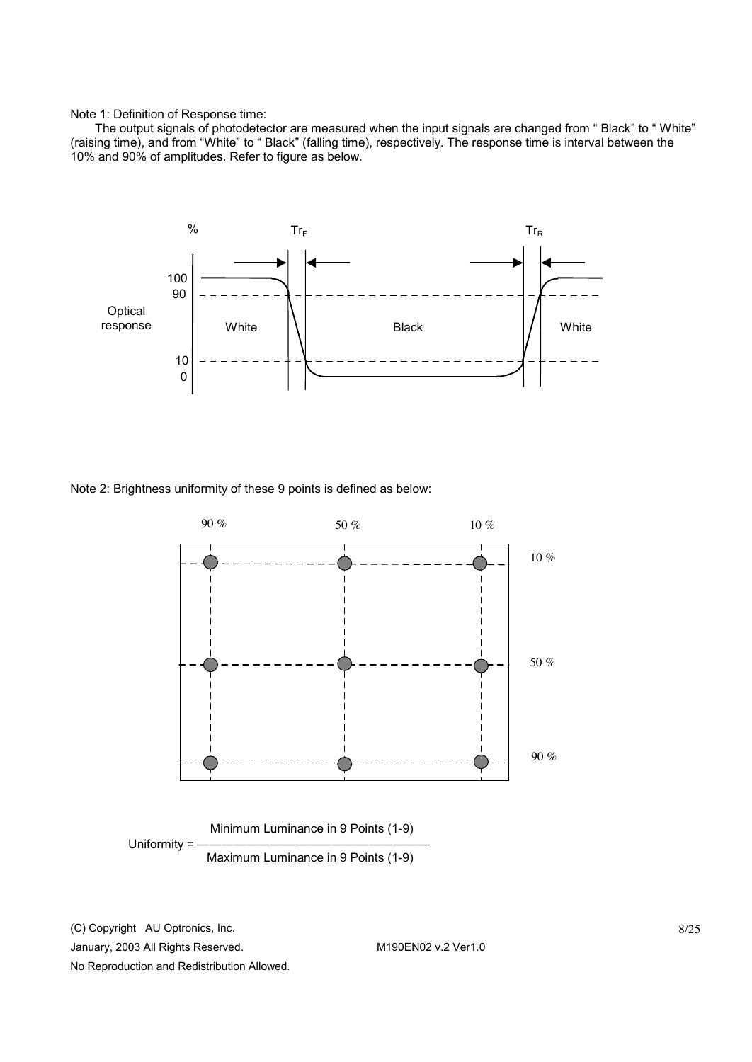Note 1: Definition of Response time:

The output signals of photodetector are measured when the input signals are changed from " Black" to " White" (raising time), and from "White" to " Black" (falling time), respectively. The response time is interval between the 10% and 90% of amplitudes. Refer to figure as below.

Note 2: Brightness uniformity of these 9 points is defined as below:

$$\text{Uniformity} = \frac{\text{Minimum Luminance in 9 Points (1-9)}}{\text{Maximum Luminance in 9 Points (1-9)}}$$

(C) Copyright AU Optronics, Inc.
January, 2003 All Rights Reserved. M190EN02 v.2 Ver1.0
No Reproduction and Redistribution Allowed.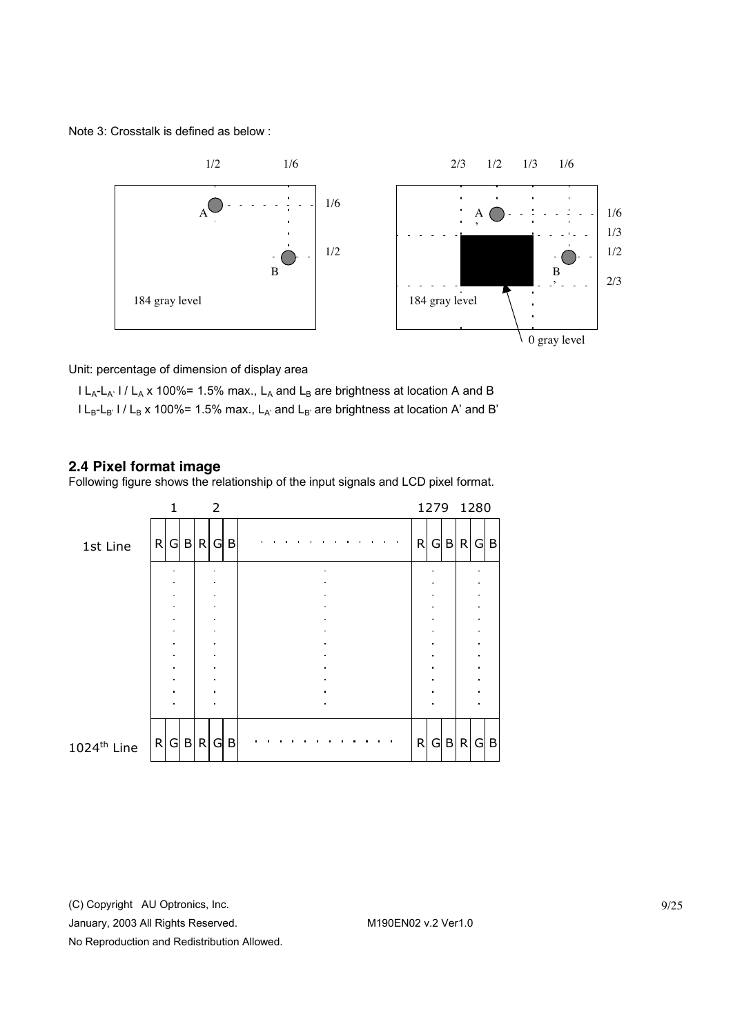Note 3: Crosstalk is defined as below :

Unit: percentage of dimension of display area

$| L_A - L_{A'} | / L_A \times 100\%$= 1.5% max., $L_A$ and $L_B$ are brightness at location A and B

$| L_B - L_{B'} | / L_B \times 100\%$= 1.5% max., $L_{A'}$ and $L_{B'}$ are brightness at location A' and B'

## 2.4 Pixel format image

Following figure shows the relationship of the input signals and LCD pixel format.

|  | 1 | | | 2 | | |  | 1279 | | | 1280 | | |
|---|---|---|---|---|---|---|---|---|---|---|---|---|---|
| 1st Line | R | G | B | R | G | B | . . . . . . . . . . . . . | R | G | B | R | G | B |
|  | : | | | : | | | : | : | | | : | | |
| 1024th Line | R | G | B | R | G | B | . . . . . . . . . . . . . | R | G | B | R | G | B |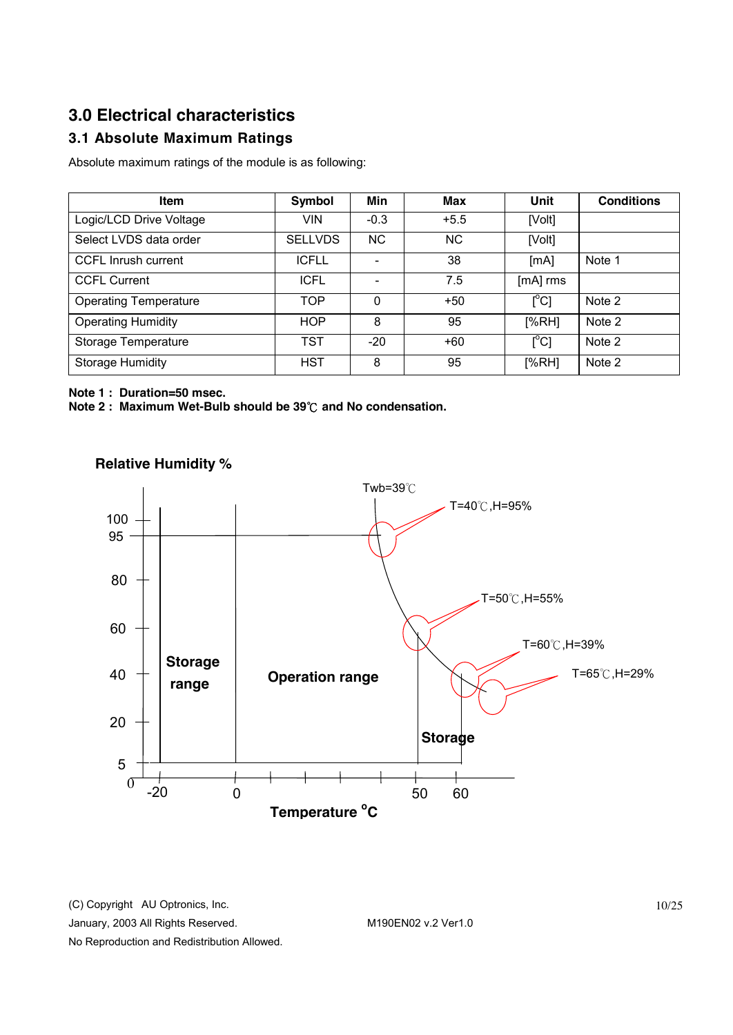## 3.0 Electrical characteristics

### 3.1 Absolute Maximum Ratings

Absolute maximum ratings of the module is as following:

| Item | Symbol | Min | Max | Unit | Conditions |
|---|---|---|---|---|---|
| Logic/LCD Drive Voltage | VIN | -0.3 | +5.5 | [Volt] | |
| Select LVDS data order | SELLVDS | NC | NC | [Volt] | |
| CCFL Inrush current | ICFLL | - | 38 | [mA] | Note 1 |
| CCFL Current | ICFL | - | 7.5 | [mA] rms | |
| Operating Temperature | TOP | 0 | +50 | [°C] | Note 2 |
| Operating Humidity | HOP | 8 | 95 | [%RH] | Note 2 |
| Storage Temperature | TST | -20 | +60 | [°C] | Note 2 |
| Storage Humidity | HST | 8 | 95 | [%RH] | Note 2 |

**Note 1 : Duration=50 msec.**
**Note 2 : Maximum Wet-Bulb should be 39℃ and No condensation.**

**Relative Humidity %**

Twb=39℃

T=40℃,H=95%

T=50℃,H=55%

T=60℃,H=39%

T=65℃,H=29%

**Storage range**

**Operation range**

**Storage**

**Temperature °C**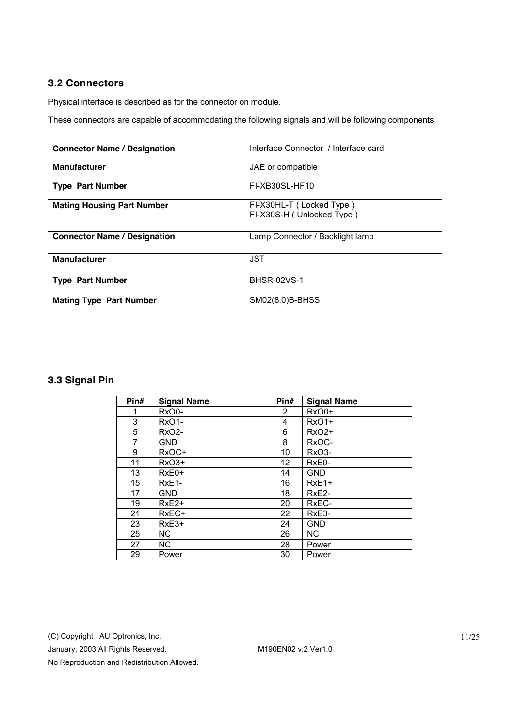### 3.2 Connectors

Physical interface is described as for the connector on module.

These connectors are capable of accommodating the following signals and will be following components.

| **Connector Name / Designation** | Interface Connector / Interface card |
|---|---|
| **Manufacturer** | JAE or compatible |
| **Type Part Number** | FI-XB30SL-HF10 |
| **Mating Housing Part Number** | FI-X30HL-T ( Locked Type )<br>FI-X30S-H ( Unlocked Type ) |

| **Connector Name / Designation** | Lamp Connector / Backlight lamp |
|---|---|
| **Manufacturer** | JST |
| **Type Part Number** | BHSR-02VS-1 |
| **Mating Type Part Number** | SM02(8.0)B-BHSS |

### 3.3 Signal Pin

| Pin# | Signal Name | Pin# | Signal Name |
|---|---|---|---|
| 1 | RxO0- | 2 | RxO0+ |
| 3 | RxO1- | 4 | RxO1+ |
| 5 | RxO2- | 6 | RxO2+ |
| 7 | GND | 8 | RxOC- |
| 9 | RxOC+ | 10 | RxO3- |
| 11 | RxO3+ | 12 | RxE0- |
| 13 | RxE0+ | 14 | GND |
| 15 | RxE1- | 16 | RxE1+ |
| 17 | GND | 18 | RxE2- |
| 19 | RxE2+ | 20 | RxEC- |
| 21 | RxEC+ | 22 | RxE3- |
| 23 | RxE3+ | 24 | GND |
| 25 | NC | 26 | NC |
| 27 | NC | 28 | Power |
| 29 | Power | 30 | Power |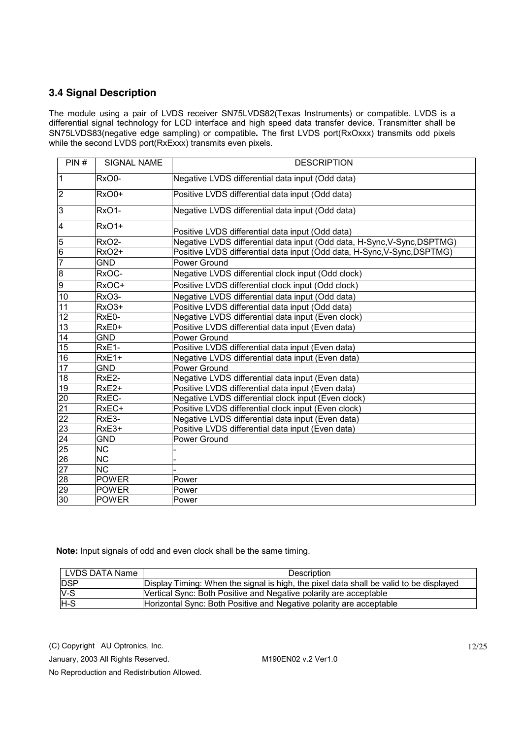### 3.4 Signal Description

The module using a pair of LVDS receiver SN75LVDS82(Texas Instruments) or compatible. LVDS is a differential signal technology for LCD interface and high speed data transfer device. Transmitter shall be SN75LVDS83(negative edge sampling) or compatible**.** The first LVDS port(RxOxxx) transmits odd pixels while the second LVDS port(RxExxx) transmits even pixels.

| PIN # | SIGNAL NAME | DESCRIPTION |
|---|---|---|
| 1 | RxO0- | Negative LVDS differential data input (Odd data) |
| 2 | RxO0+ | Positive LVDS differential data input (Odd data) |
| 3 | RxO1- | Negative LVDS differential data input (Odd data) |
| 4 | RxO1+ | Positive LVDS differential data input (Odd data) |
| 5 | RxO2- | Negative LVDS differential data input (Odd data, H-Sync,V-Sync,DSPTMG) |
| 6 | RxO2+ | Positive LVDS differential data input (Odd data, H-Sync,V-Sync,DSPTMG) |
| 7 | GND | Power Ground |
| 8 | RxOC- | Negative LVDS differential clock input (Odd clock) |
| 9 | RxOC+ | Positive LVDS differential clock input (Odd clock) |
| 10 | RxO3- | Negative LVDS differential data input (Odd data) |
| 11 | RxO3+ | Positive LVDS differential data input (Odd data) |
| 12 | RxE0- | Negative LVDS differential data input (Even clock) |
| 13 | RxE0+ | Positive LVDS differential data input (Even data) |
| 14 | GND | Power Ground |
| 15 | RxE1- | Positive LVDS differential data input (Even data) |
| 16 | RxE1+ | Negative LVDS differential data input (Even data) |
| 17 | GND | Power Ground |
| 18 | RxE2- | Negative LVDS differential data input (Even data) |
| 19 | RxE2+ | Positive LVDS differential data input (Even data) |
| 20 | RxEC- | Negative LVDS differential clock input (Even clock) |
| 21 | RxEC+ | Positive LVDS differential clock input (Even clock) |
| 22 | RxE3- | Negative LVDS differential data input (Even data) |
| 23 | RxE3+ | Positive LVDS differential data input (Even data) |
| 24 | GND | Power Ground |
| 25 | NC | - |
| 26 | NC | - |
| 27 | NC | - |
| 28 | POWER | Power |
| 29 | POWER | Power |
| 30 | POWER | Power |

**Note:** Input signals of odd and even clock shall be the same timing.

| LVDS DATA Name | Description |
|---|---|
| DSP | Display Timing: When the signal is high, the pixel data shall be valid to be displayed |
| V-S | Vertical Sync: Both Positive and Negative polarity are acceptable |
| H-S | Horizontal Sync: Both Positive and Negative polarity are acceptable |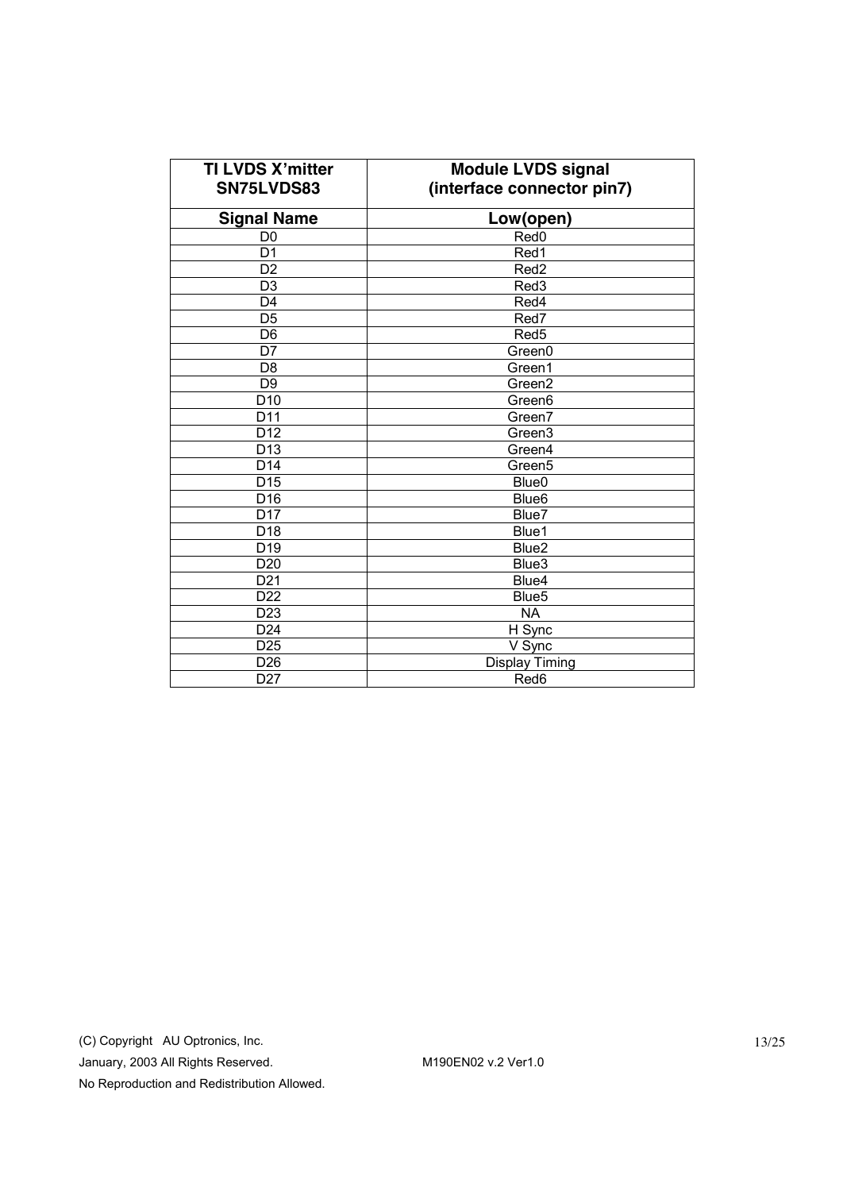| TI LVDS X'mitter SN75LVDS83 | Module LVDS signal (interface connector pin7) |
| --- | --- |
| **Signal Name** | **Low(open)** |
| D0 | Red0 |
| D1 | Red1 |
| D2 | Red2 |
| D3 | Red3 |
| D4 | Red4 |
| D5 | Red7 |
| D6 | Red5 |
| D7 | Green0 |
| D8 | Green1 |
| D9 | Green2 |
| D10 | Green6 |
| D11 | Green7 |
| D12 | Green3 |
| D13 | Green4 |
| D14 | Green5 |
| D15 | Blue0 |
| D16 | Blue6 |
| D17 | Blue7 |
| D18 | Blue1 |
| D19 | Blue2 |
| D20 | Blue3 |
| D21 | Blue4 |
| D22 | Blue5 |
| D23 | NA |
| D24 | H Sync |
| D25 | V Sync |
| D26 | Display Timing |
| D27 | Red6 |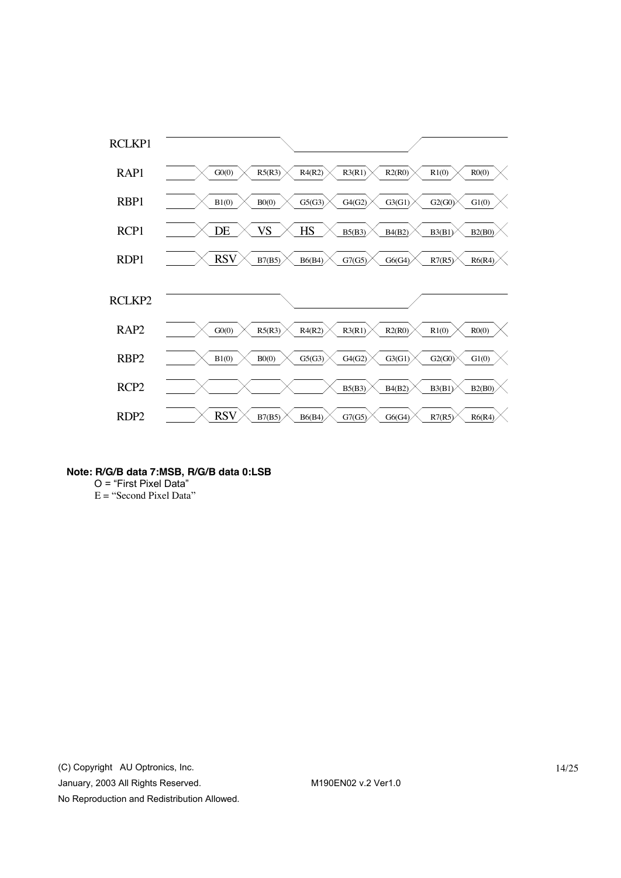| Signal | | | | | | | |
|---|---|---|---|---|---|---|---|
| RCLKP1 | | | | | | | |
| RAP1 | G0(0) | R5(R3) | R4(R2) | R3(R1) | R2(R0) | R1(0) | R0(0) |
| RBP1 | B1(0) | B0(0) | G5(G3) | G4(G2) | G3(G1) | G2(G0) | G1(0) |
| RCP1 | DE | VS | HS | B5(B3) | B4(B2) | B3(B1) | B2(B0) |
| RDP1 | RSV | B7(B5) | B6(B4) | G7(G5) | G6(G4) | R7(R5) | R6(R4) |
| RCLKP2 | | | | | | | |
| RAP2 | G0(0) | R5(R3) | R4(R2) | R3(R1) | R2(R0) | R1(0) | R0(0) |
| RBP2 | B1(0) | B0(0) | G5(G3) | G4(G2) | G3(G1) | G2(G0) | G1(0) |
| RCP2 | | | | B5(B3) | B4(B2) | B3(B1) | B2(B0) |
| RDP2 | RSV | B7(B5) | B6(B4) | G7(G5) | G6(G4) | R7(R5) | R6(R4) |

**Note: R/G/B data 7:MSB, R/G/B data 0:LSB**

O = "First Pixel Data"

E = "Second Pixel Data"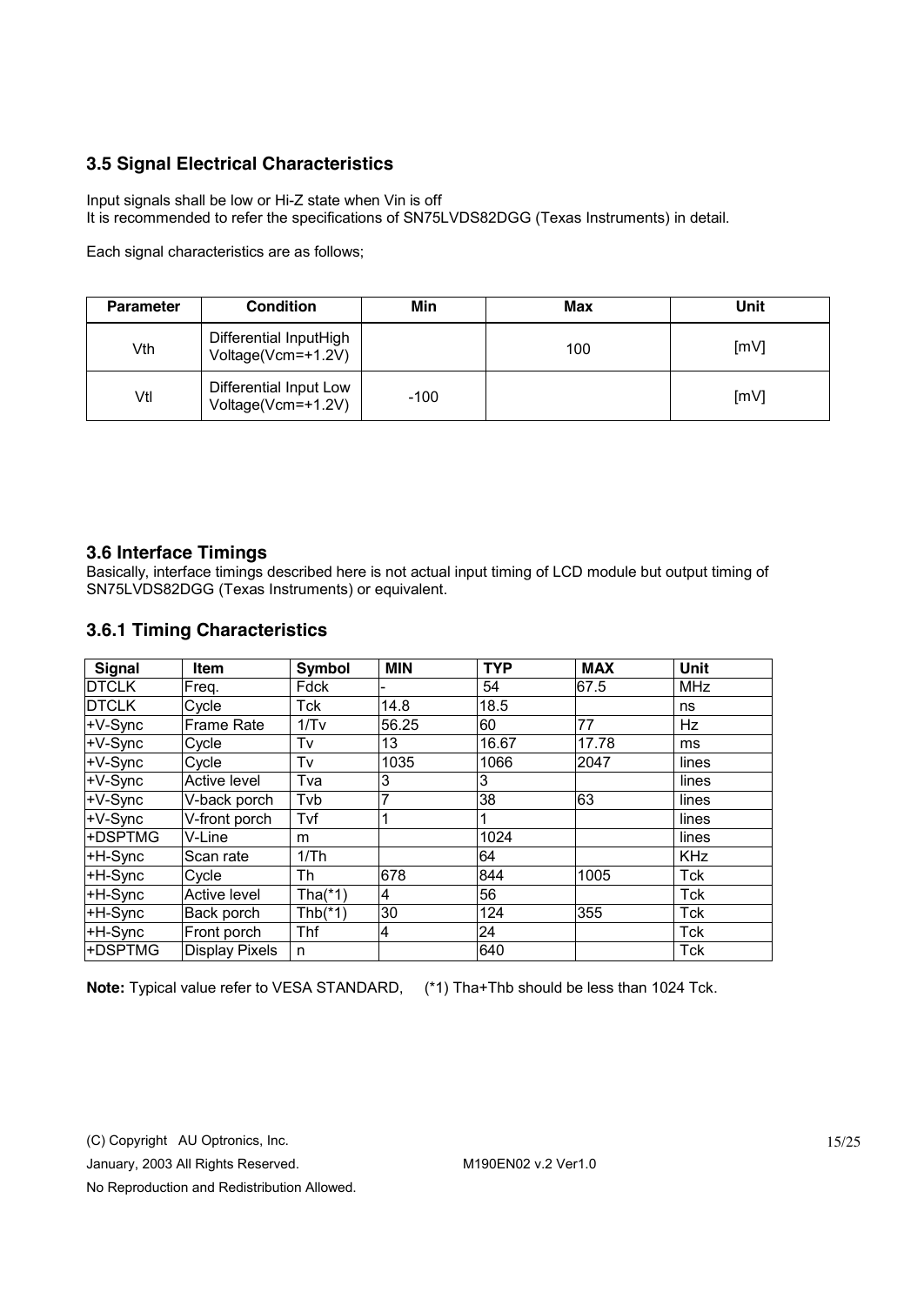## 3.5 Signal Electrical Characteristics

Input signals shall be low or Hi-Z state when Vin is off
It is recommended to refer the specifications of SN75LVDS82DGG (Texas Instruments) in detail.

Each signal characteristics are as follows;

| Parameter | Condition | Min | Max | Unit |
|---|---|---|---|---|
| Vth | Differential InputHigh Voltage(Vcm=+1.2V) | | 100 | [mV] |
| Vtl | Differential Input Low Voltage(Vcm=+1.2V) | -100 | | [mV] |

## 3.6 Interface Timings

Basically, interface timings described here is not actual input timing of LCD module but output timing of SN75LVDS82DGG (Texas Instruments) or equivalent.

### 3.6.1 Timing Characteristics

| Signal | Item | Symbol | MIN | TYP | MAX | Unit |
|---|---|---|---|---|---|---|
| DTCLK | Freq. | Fdck | - | 54 | 67.5 | MHz |
| DTCLK | Cycle | Tck | 14.8 | 18.5 | | ns |
| +V-Sync | Frame Rate | 1/Tv | 56.25 | 60 | 77 | Hz |
| +V-Sync | Cycle | Tv | 13 | 16.67 | 17.78 | ms |
| +V-Sync | Cycle | Tv | 1035 | 1066 | 2047 | lines |
| +V-Sync | Active level | Tva | 3 | 3 | | lines |
| +V-Sync | V-back porch | Tvb | 7 | 38 | 63 | lines |
| +V-Sync | V-front porch | Tvf | 1 | 1 | | lines |
| +DSPTMG | V-Line | m | | 1024 | | lines |
| +H-Sync | Scan rate | 1/Th | | 64 | | KHz |
| +H-Sync | Cycle | Th | 678 | 844 | 1005 | Tck |
| +H-Sync | Active level | Tha(*1) | 4 | 56 | | Tck |
| +H-Sync | Back porch | Thb(*1) | 30 | 124 | 355 | Tck |
| +H-Sync | Front porch | Thf | 4 | 24 | | Tck |
| +DSPTMG | Display Pixels | n | | 640 | | Tck |

**Note:** Typical value refer to VESA STANDARD, (*1) Tha+Thb should be less than 1024 Tck.

(C) Copyright AU Optronics, Inc.
January, 2003 All Rights Reserved. M190EN02 v.2 Ver1.0
No Reproduction and Redistribution Allowed.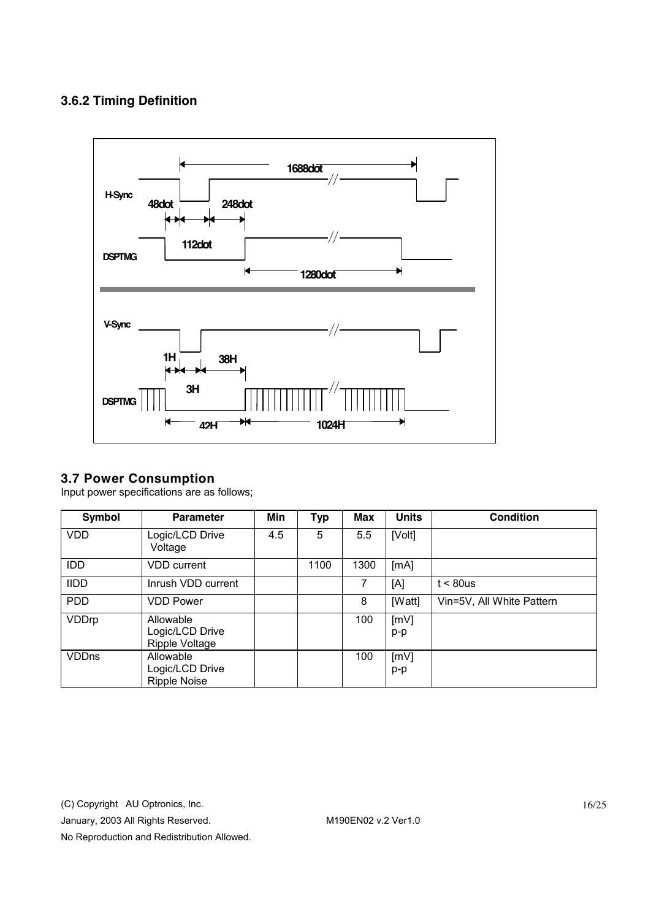### 3.6.2 Timing Definition

H-Sync

48dot 248dot

112dot

DSPTMG

1688dot

1280dot

V-Sync

1H 38H

3H

DSPTMG

42H 1024H

### 3.7 Power Consumption

Input power specifications are as follows;

| Symbol | Parameter | Min | Typ | Max | Units | Condition |
|---|---|---|---|---|---|---|
| VDD | Logic/LCD Drive Voltage | 4.5 | 5 | 5.5 | [Volt] | |
| IDD | VDD current | | 1100 | 1300 | [mA] | |
| IIDD | Inrush VDD current | | | 7 | [A] | t < 80us |
| PDD | VDD Power | | | 8 | [Watt] | Vin=5V, All White Pattern |
| VDDrp | Allowable Logic/LCD Drive Ripple Voltage | | | 100 | [mV] p-p | |
| VDDns | Allowable Logic/LCD Drive Ripple Noise | | | 100 | [mV] p-p | |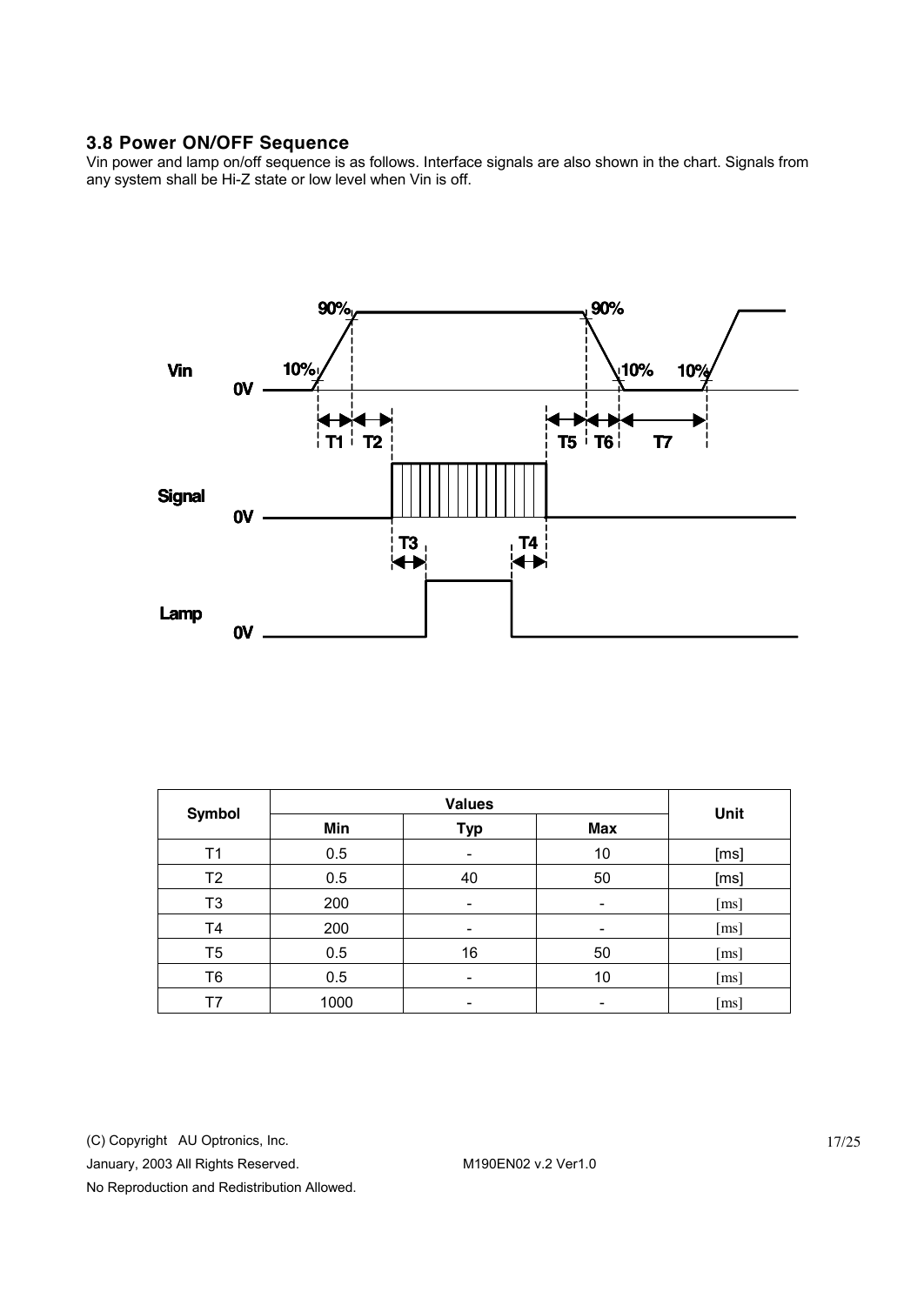### 3.8 Power ON/OFF Sequence

Vin power and lamp on/off sequence is as follows. Interface signals are also shown in the chart. Signals from any system shall be Hi-Z state or low level when Vin is off.

| Symbol | Values | | | Unit |
|---|---|---|---|---|
| | Min | Typ | Max | |
| T1 | 0.5 | - | 10 | [ms] |
| T2 | 0.5 | 40 | 50 | [ms] |
| T3 | 200 | - | - | [ms] |
| T4 | 200 | - | - | [ms] |
| T5 | 0.5 | 16 | 50 | [ms] |
| T6 | 0.5 | - | 10 | [ms] |
| T7 | 1000 | - | - | [ms] |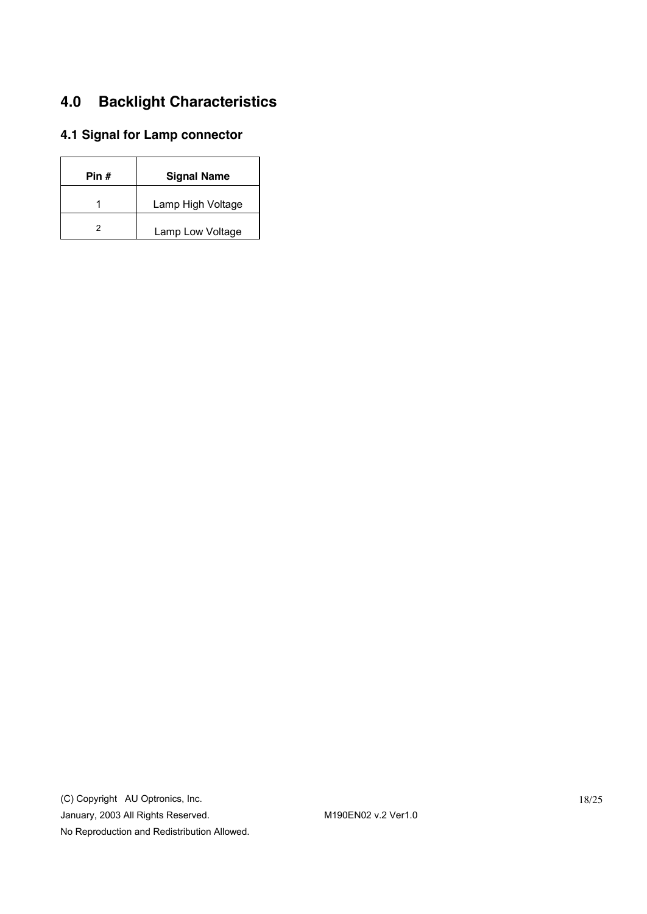# 4.0 Backlight Characteristics

## 4.1 Signal for Lamp connector

| Pin # | Signal Name |
|---|---|
| 1 | Lamp High Voltage |
| 2 | Lamp Low Voltage |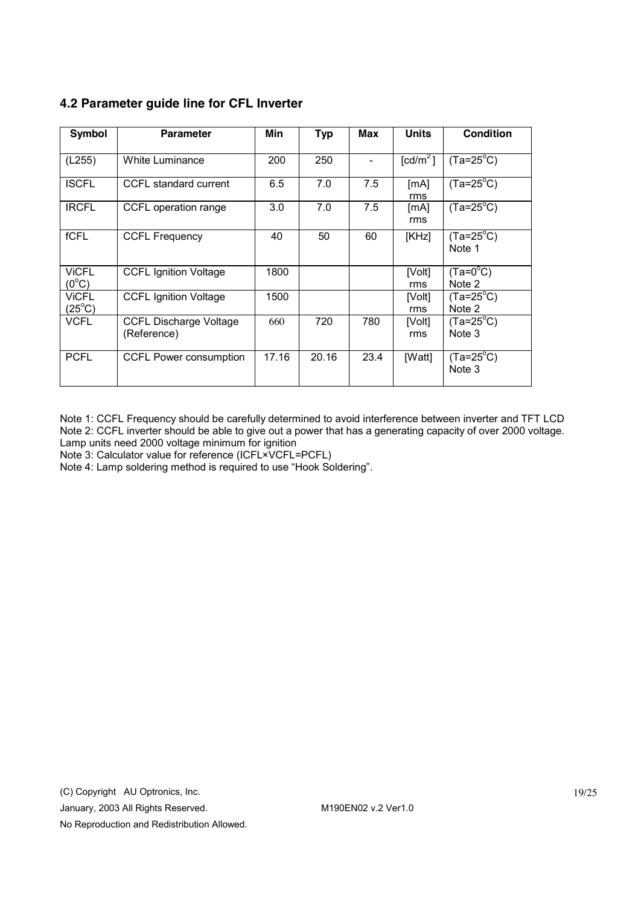### 4.2 Parameter guide line for CFL Inverter

| Symbol | Parameter | Min | Typ | Max | Units | Condition |
|---|---|---|---|---|---|---|
| (L255) | White Luminance | 200 | 250 | - | [cd/m$^2$] | (Ta=25$^o$C) |
| ISCFL | CCFL standard current | 6.5 | 7.0 | 7.5 | [mA] rms | (Ta=25$^o$C) |
| IRCFL | CCFL operation range | 3.0 | 7.0 | 7.5 | [mA] rms | (Ta=25$^o$C) |
| fCFL | CCFL Frequency | 40 | 50 | 60 | [KHz] | (Ta=25$^o$C) Note 1 |
| ViCFL (0$^o$C) | CCFL Ignition Voltage | 1800 | | | [Volt] rms | (Ta=0$^o$C) Note 2 |
| ViCFL (25$^o$C) | CCFL Ignition Voltage | 1500 | | | [Volt] rms | (Ta=25$^o$C) Note 2 |
| VCFL | CCFL Discharge Voltage (Reference) | 660 | 720 | 780 | [Volt] rms | (Ta=25$^o$C) Note 3 |
| PCFL | CCFL Power consumption | 17.16 | 20.16 | 23.4 | [Watt] | (Ta=25$^o$C) Note 3 |

Note 1: CCFL Frequency should be carefully determined to avoid interference between inverter and TFT LCD

Note 2: CCFL inverter should be able to give out a power that has a generating capacity of over 2000 voltage. Lamp units need 2000 voltage minimum for ignition

Note 3: Calculator value for reference (ICFL×VCFL=PCFL)

Note 4: Lamp soldering method is required to use "Hook Soldering".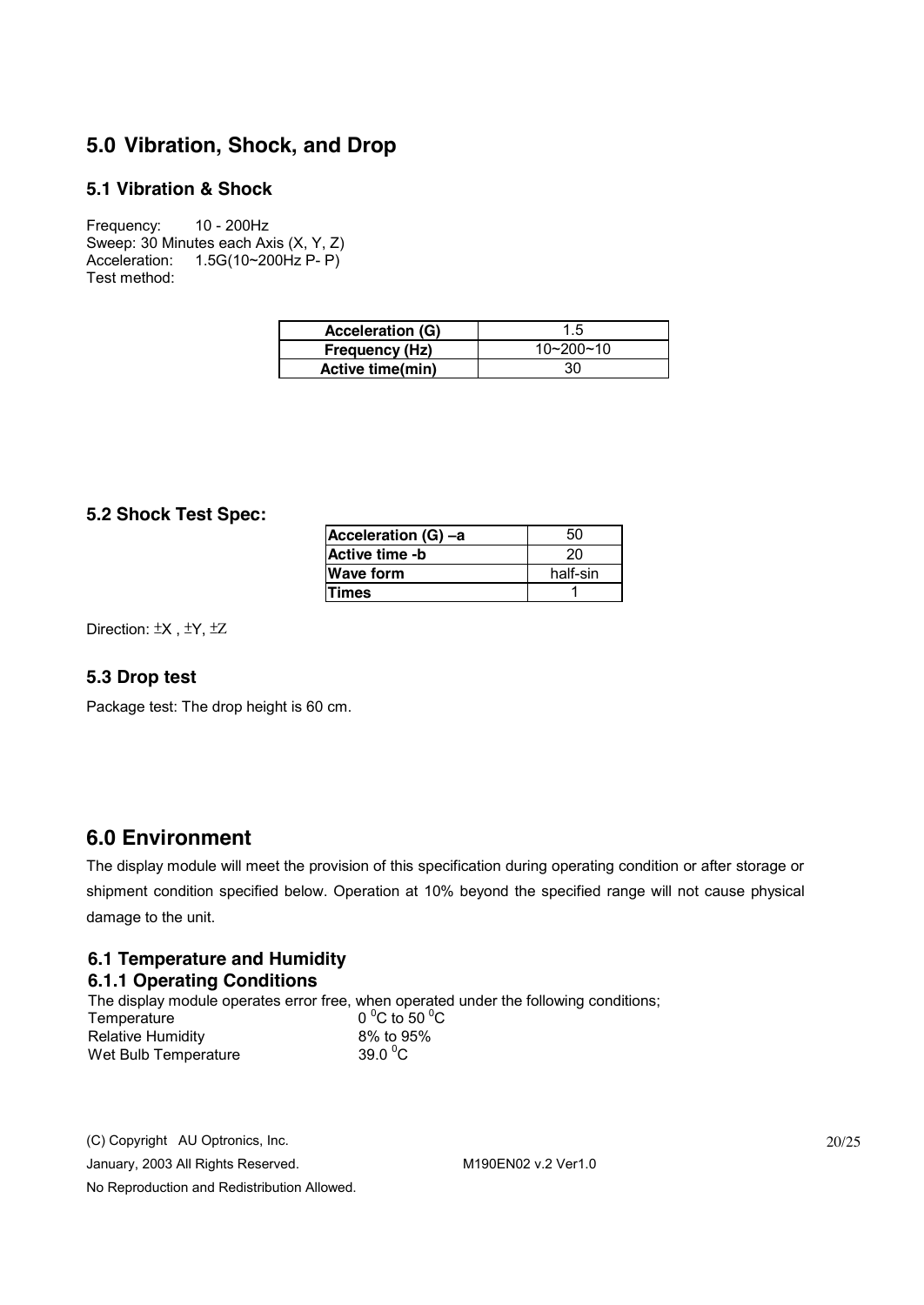## 5.0 Vibration, Shock, and Drop

### 5.1 Vibration & Shock

Frequency: 10 - 200Hz
Sweep: 30 Minutes each Axis (X, Y, Z)
Acceleration: 1.5G(10~200Hz P- P)
Test method:

| Acceleration (G) | 1.5 |
|---|---|
| Frequency (Hz) | 10~200~10 |
| Active time(min) | 30 |

### 5.2 Shock Test Spec:

| Acceleration (G) –a | 50 |
|---|---|
| Active time -b | 20 |
| Wave form | half-sin |
| Times | 1 |

Direction: ±X , ±Y, ±Z

### 5.3 Drop test

Package test: The drop height is 60 cm.

## 6.0 Environment

The display module will meet the provision of this specification during operating condition or after storage or shipment condition specified below. Operation at 10% beyond the specified range will not cause physical damage to the unit.

### 6.1 Temperature and Humidity

### 6.1.1 Operating Conditions

The display module operates error free, when operated under the following conditions;

Temperature: $0\,^{0}C$ to $50\,^{0}C$
Relative Humidity: 8% to 95%
Wet Bulb Temperature: $39.0\,^{0}C$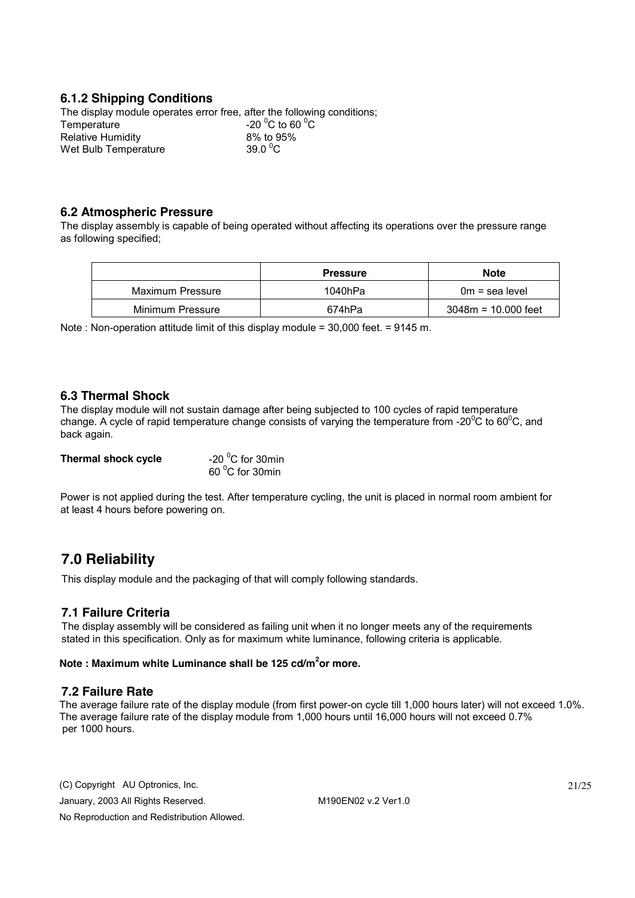### 6.1.2 Shipping Conditions

The display module operates error free, after the following conditions;

| | |
|---|---|
| Temperature | -20 $^0$C to 60 $^0$C |
| Relative Humidity | 8% to 95% |
| Wet Bulb Temperature | 39.0 $^0$C |

### 6.2 Atmospheric Pressure

The display assembly is capable of being operated without affecting its operations over the pressure range as following specified;

| | Pressure | Note |
|---|---|---|
| Maximum Pressure | 1040hPa | 0m = sea level |
| Minimum Pressure | 674hPa | 3048m = 10.000 feet |

Note : Non-operation attitude limit of this display module = 30,000 feet. = 9145 m.

### 6.3 Thermal Shock

The display module will not sustain damage after being subjected to 100 cycles of rapid temperature change. A cycle of rapid temperature change consists of varying the temperature from -20$^0$C to 60$^0$C, and back again.

**Thermal shock cycle** -20 $^0$C for 30min
60 $^0$C for 30min

Power is not applied during the test. After temperature cycling, the unit is placed in normal room ambient for at least 4 hours before powering on.

## 7.0 Reliability

This display module and the packaging of that will comply following standards.

### 7.1 Failure Criteria

The display assembly will be considered as failing unit when it no longer meets any of the requirements stated in this specification. Only as for maximum white luminance, following criteria is applicable.

**Note : Maximum white Luminance shall be 125 cd/m$^2$or more.**

### 7.2 Failure Rate

The average failure rate of the display module (from first power-on cycle till 1,000 hours later) will not exceed 1.0%. The average failure rate of the display module from 1,000 hours until 16,000 hours will not exceed 0.7% per 1000 hours.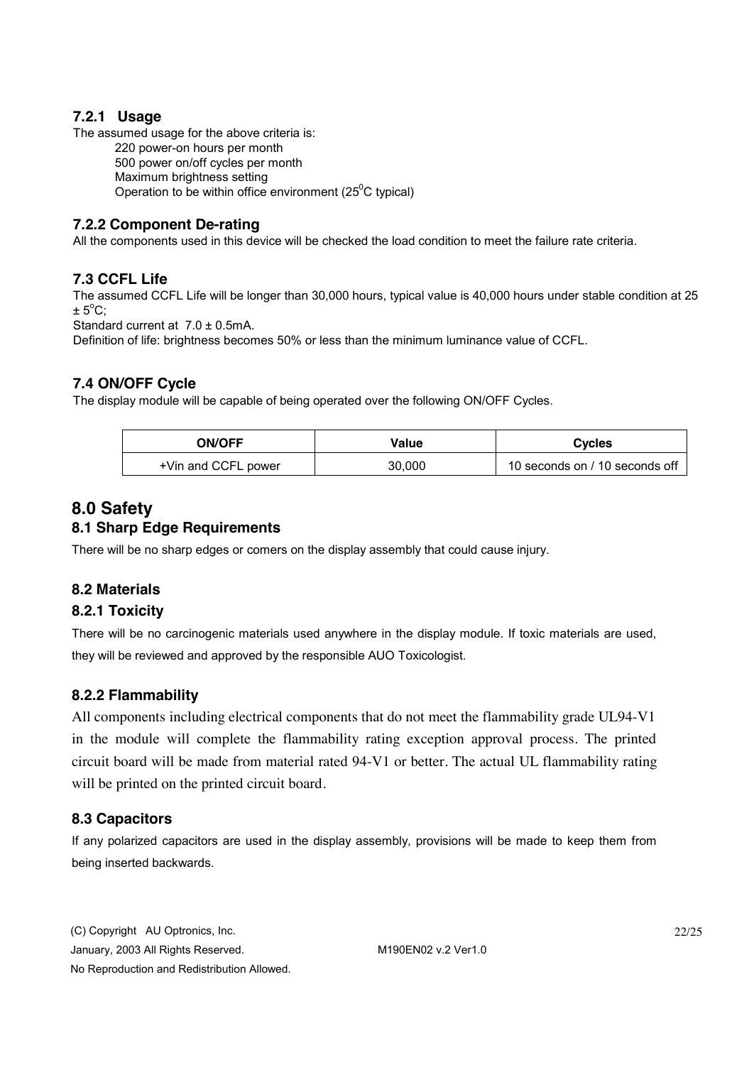### 7.2.1 Usage

The assumed usage for the above criteria is:

220 power-on hours per month
500 power on/off cycles per month
Maximum brightness setting
Operation to be within office environment ($25^0$C typical)

### 7.2.2 Component De-rating

All the components used in this device will be checked the load condition to meet the failure rate criteria.

## 7.3 CCFL Life

The assumed CCFL Life will be longer than 30,000 hours, typical value is 40,000 hours under stable condition at 25 ± $5^o$C;

Standard current at 7.0 ± 0.5mA.

Definition of life: brightness becomes 50% or less than the minimum luminance value of CCFL.

## 7.4 ON/OFF Cycle

The display module will be capable of being operated over the following ON/OFF Cycles.

| ON/OFF | Value | Cycles |
|---|---|---|
| +Vin and CCFL power | 30,000 | 10 seconds on / 10 seconds off |

# 8.0 Safety

## 8.1 Sharp Edge Requirements

There will be no sharp edges or comers on the display assembly that could cause injury.

## 8.2 Materials

### 8.2.1 Toxicity

There will be no carcinogenic materials used anywhere in the display module. If toxic materials are used, they will be reviewed and approved by the responsible AUO Toxicologist.

### 8.2.2 Flammability

All components including electrical components that do not meet the flammability grade UL94-V1 in the module will complete the flammability rating exception approval process. The printed circuit board will be made from material rated 94-V1 or better. The actual UL flammability rating will be printed on the printed circuit board.

## 8.3 Capacitors

If any polarized capacitors are used in the display assembly, provisions will be made to keep them from being inserted backwards.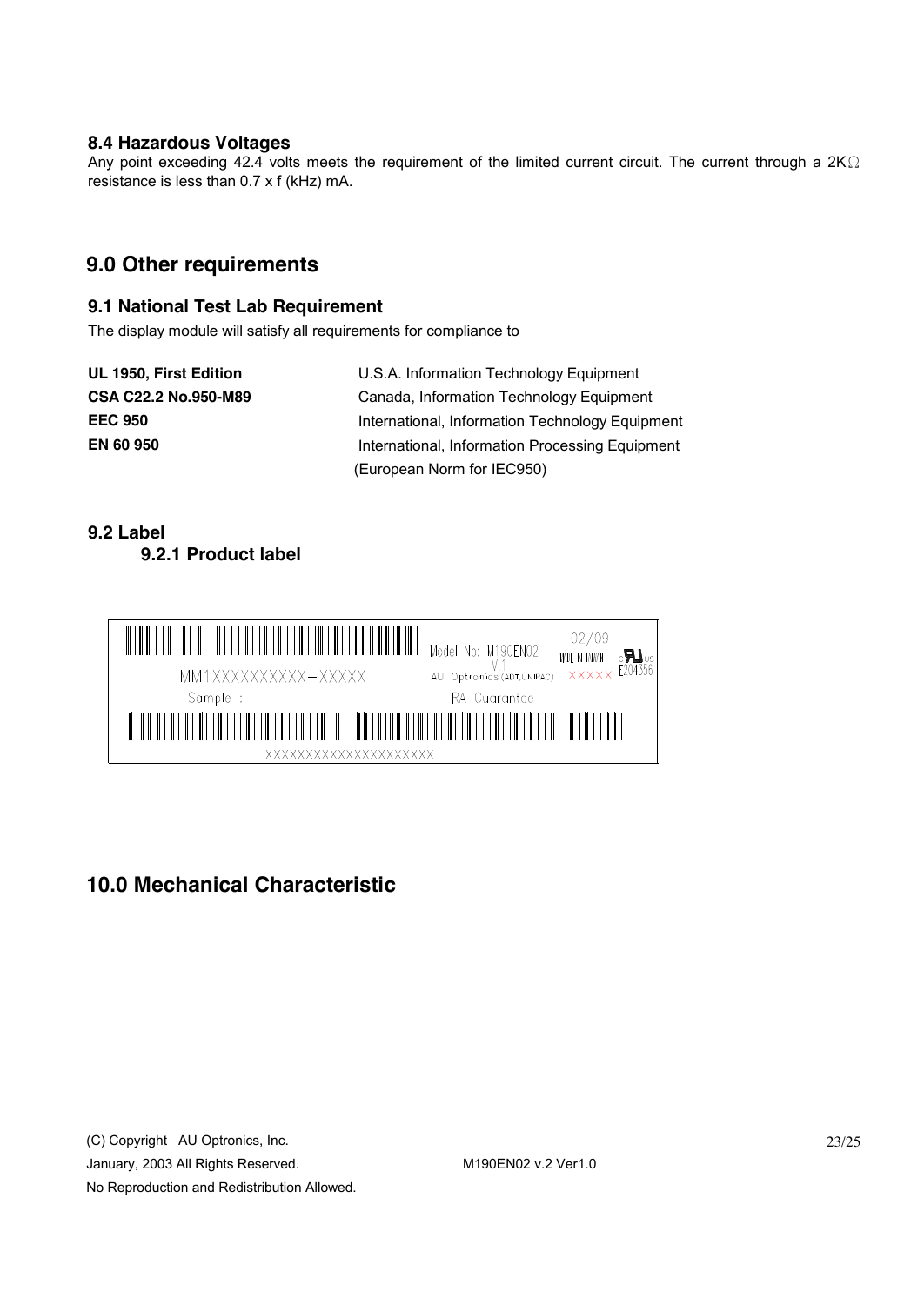### 8.4 Hazardous Voltages

Any point exceeding 42.4 volts meets the requirement of the limited current circuit. The current through a 2KΩ resistance is less than 0.7 x f (kHz) mA.

## 9.0 Other requirements

### 9.1 National Test Lab Requirement

The display module will satisfy all requirements for compliance to

| | |
|---|---|
| **UL 1950, First Edition** | U.S.A. Information Technology Equipment |
| **CSA C22.2 No.950-M89** | Canada, Information Technology Equipment |
| **EEC 950** | International, Information Technology Equipment |
| **EN 60 950** | International, Information Processing Equipment (European Norm for IEC950) |

### 9.2 Label

#### 9.2.1 Product label

MM1XXXXXXXXXX–XXXXX

Sample :

Model No: M190EN02 V.1

AU Optronics (ADT,UNIPAC)

RA Guarantee

02/09

MADE IN TAIWAN

XXXXX

E204356

XXXXXXXXXXXXXXXXXXXX

## 10.0 Mechanical Characteristic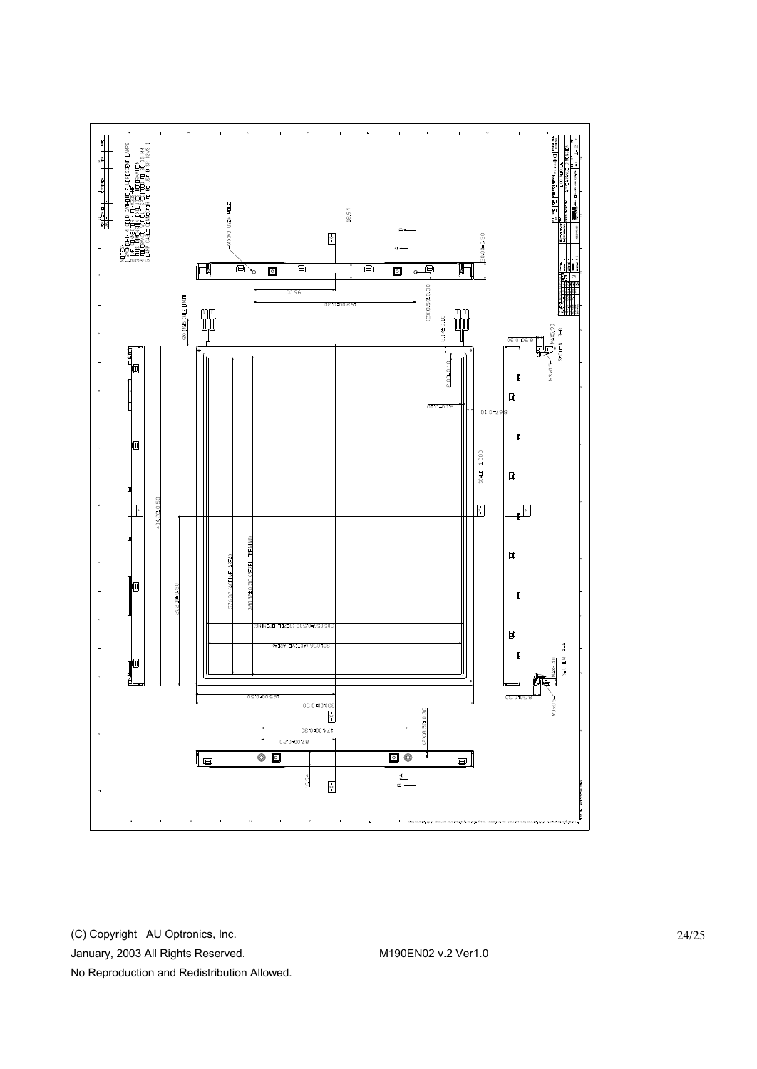NOTES:

1. BACKLIGHT: 4 COLD CATHODE FLUORESCENT LAMPS
2. I/F CONNECTOR: FI-XB30SRL-HF
3. THIS DRAWING HAS NO DEFORMATION
4. TOLERANCE UNLESS SPECIFIED: ±0.5 MM
5. LAMP CABLE CONNECTOR: JST BHSR-02VS-1

(4X)M3 USER HOLE

18.94

96.00

192.00±0.30

(2X)8.50±0.30

400.00±0.30

CCFL CABLES

0.76±0.10

2.07±0.10

6.00±0.10

8.50±0.20

SECTION B-B

M3x0.5

SCALE 1.000

404.20±0.50

200.34±0.50

376.32 (ACTIVE AREA)

380.32±0.50 (BEZEL OPENING)

305.05±0.30 (BEZEL OPENING)

301.056 (ACTIVE AREA)

165.00±0.50

330.00±0.50

174.00±0.30

87.00±0.20

(2X)8.50±0.30

18.94

8.50±0.20

SECTION A-A

M3x0.5

M190EN02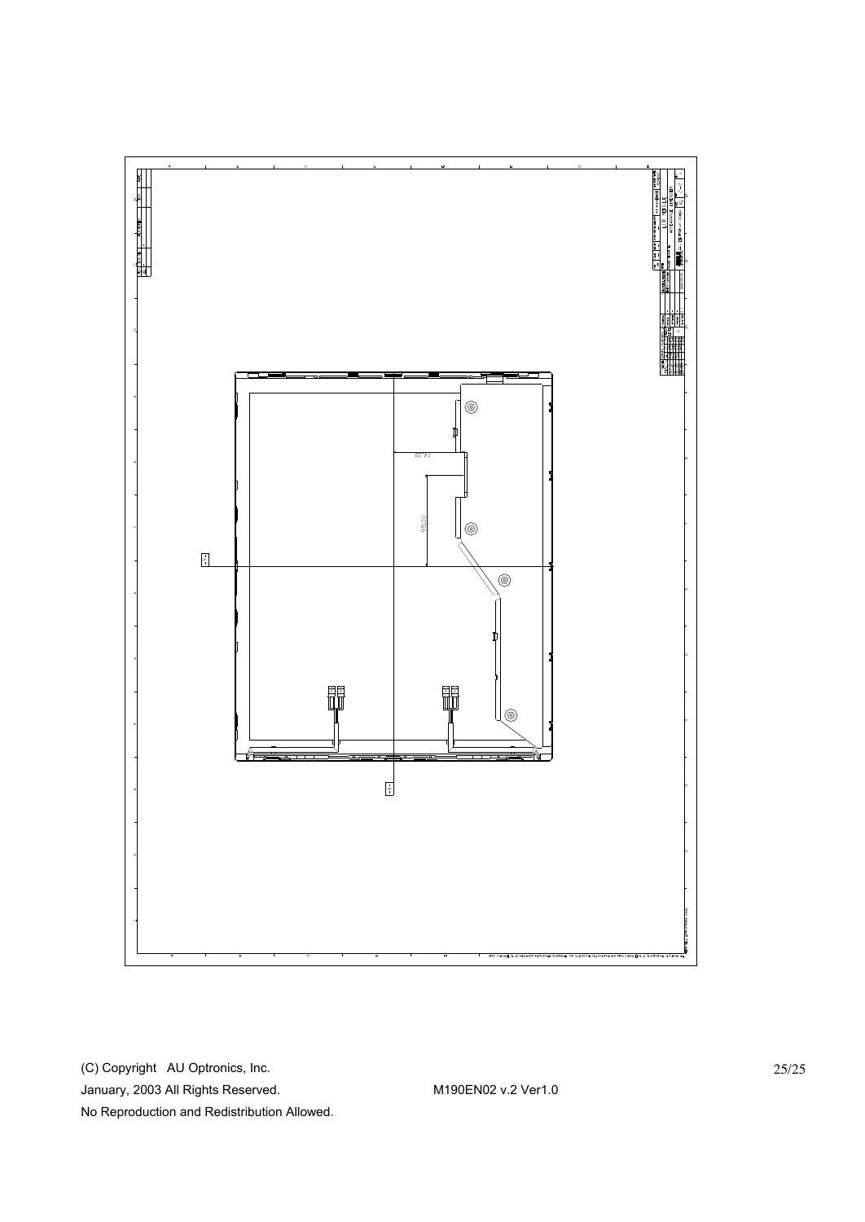24.00

95.00